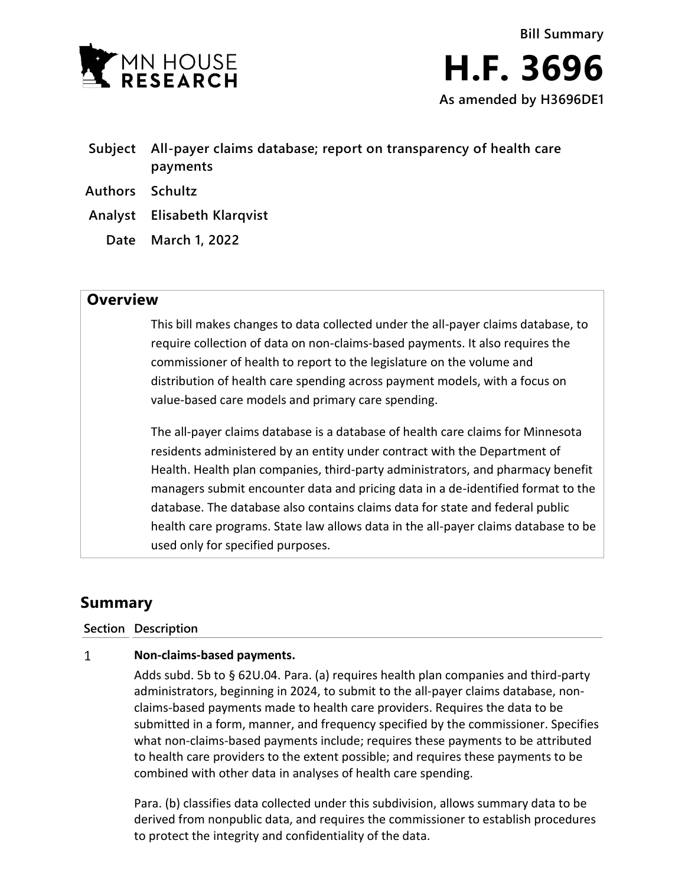Bill Summary

# H.F. 3696

**As amended by H3696DE1**

| | |
|---|---|
| **Subject** | **All-payer claims database; report on transparency of health care payments** |
| **Authors** | **Schultz** |
| **Analyst** | **Elisabeth Klarqvist** |
| **Date** | **March 1, 2022** |

## Overview

This bill makes changes to data collected under the all-payer claims database, to require collection of data on non-claims-based payments. It also requires the commissioner of health to report to the legislature on the volume and distribution of health care spending across payment models, with a focus on value-based care models and primary care spending.

The all-payer claims database is a database of health care claims for Minnesota residents administered by an entity under contract with the Department of Health. Health plan companies, third-party administrators, and pharmacy benefit managers submit encounter data and pricing data in a de-identified format to the database. The database also contains claims data for state and federal public health care programs. State law allows data in the all-payer claims database to be used only for specified purposes.

## Summary

| Section | Description |
|---|---|
| 1 | **Non-claims-based payments.**<br><br>Adds subd. 5b to § 62U.04. Para. (a) requires health plan companies and third-party administrators, beginning in 2024, to submit to the all-payer claims database, non-claims-based payments made to health care providers. Requires the data to be submitted in a form, manner, and frequency specified by the commissioner. Specifies what non-claims-based payments include; requires these payments to be attributed to health care providers to the extent possible; and requires these payments to be combined with other data in analyses of health care spending.<br><br>Para. (b) classifies data collected under this subdivision, allows summary data to be derived from nonpublic data, and requires the commissioner to establish procedures to protect the integrity and confidentiality of the data. |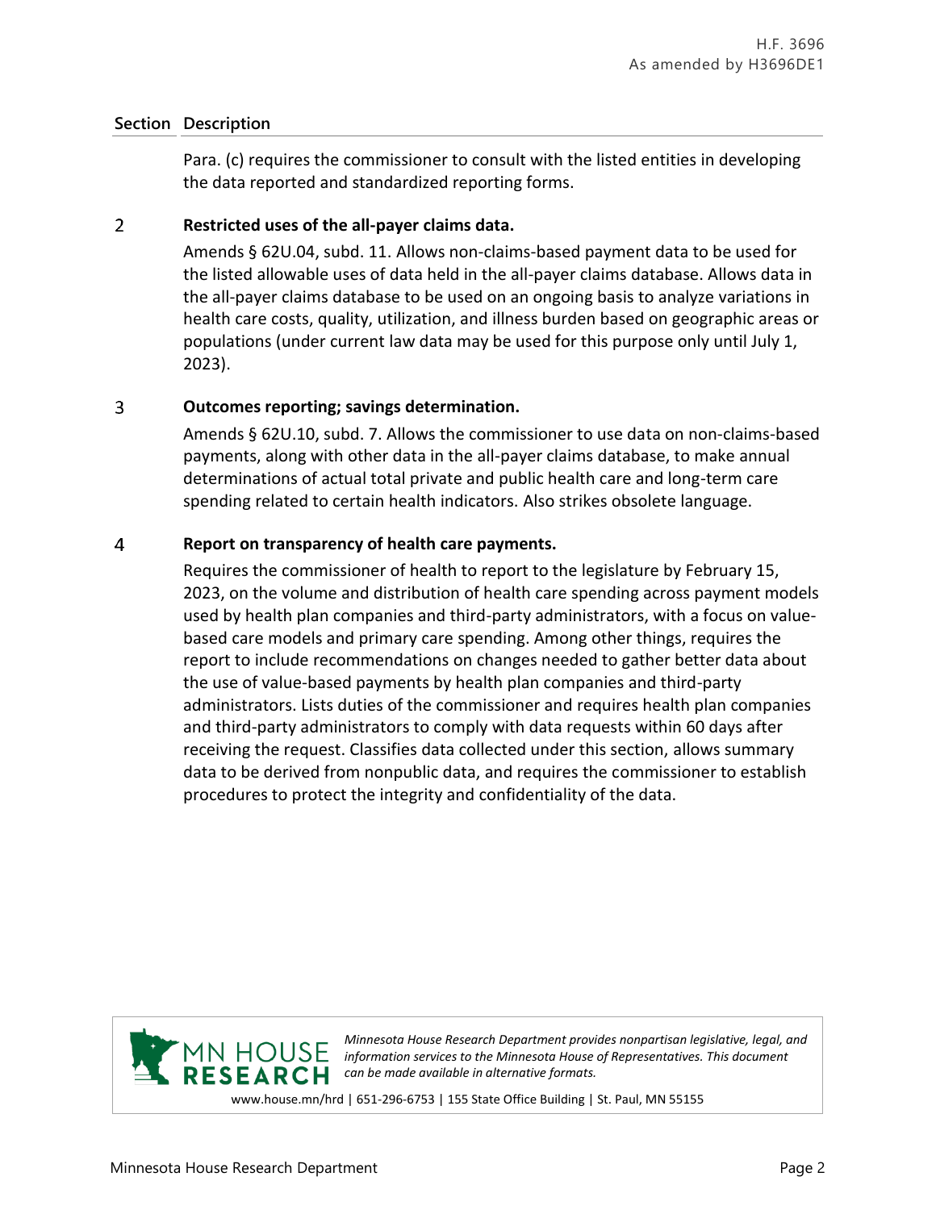| Section | Description |
|---|---|
| | Para. (c) requires the commissioner to consult with the listed entities in developing the data reported and standardized reporting forms. |
| 2 | **Restricted uses of the all-payer claims data.** Amends § 62U.04, subd. 11. Allows non-claims-based payment data to be used for the listed allowable uses of data held in the all-payer claims database. Allows data in the all-payer claims database to be used on an ongoing basis to analyze variations in health care costs, quality, utilization, and illness burden based on geographic areas or populations (under current law data may be used for this purpose only until July 1, 2023). |
| 3 | **Outcomes reporting; savings determination.** Amends § 62U.10, subd. 7. Allows the commissioner to use data on non-claims-based payments, along with other data in the all-payer claims database, to make annual determinations of actual total private and public health care and long-term care spending related to certain health indicators. Also strikes obsolete language. |
| 4 | **Report on transparency of health care payments.** Requires the commissioner of health to report to the legislature by February 15, 2023, on the volume and distribution of health care spending across payment models used by health plan companies and third-party administrators, with a focus on value-based care models and primary care spending. Among other things, requires the report to include recommendations on changes needed to gather better data about the use of value-based payments by health plan companies and third-party administrators. Lists duties of the commissioner and requires health plan companies and third-party administrators to comply with data requests within 60 days after receiving the request. Classifies data collected under this section, allows summary data to be derived from nonpublic data, and requires the commissioner to establish procedures to protect the integrity and confidentiality of the data. |

MN HOUSE RESEARCH

*Minnesota House Research Department provides nonpartisan legislative, legal, and information services to the Minnesota House of Representatives. This document can be made available in alternative formats.*

www.house.mn/hrd | 651-296-6753 | 155 State Office Building | St. Paul, MN 55155